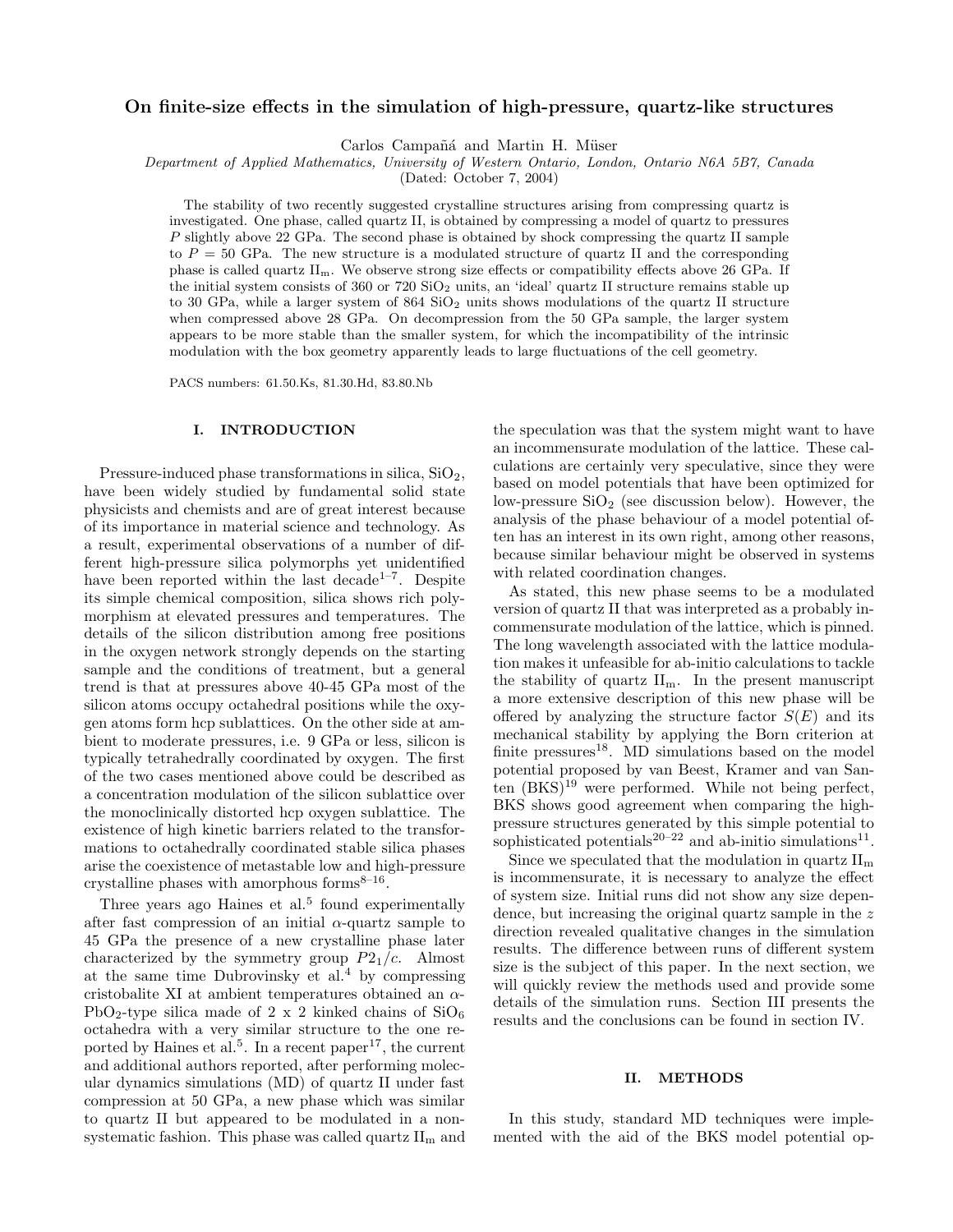# On finite-size effects in the simulation of high-pressure, quartz-like structures

Carlos Campañá and Martin H. Müser

*Department of Applied Mathematics, University of Western Ontario, London, Ontario N6A 5B7, Canada*

(Dated: October 7, 2004)

The stability of two recently suggested crystalline structures arising from compressing quartz is investigated. One phase, called quartz II, is obtained by compressing a model of quartz to pressures $P$ slightly above 22 GPa. The second phase is obtained by shock compressing the quartz II sample to $P = 50$ GPa. The new structure is a modulated structure of quartz II and the corresponding phase is called quartz $\text{II}_\text{m}$. We observe strong size effects or compatibility effects above 26 GPa. If the initial system consists of 360 or 720 $SiO_2$ units, an 'ideal' quartz II structure remains stable up to 30 GPa, while a larger system of 864 $SiO_2$ units shows modulations of the quartz II structure when compressed above 28 GPa. On decompression from the 50 GPa sample, the larger system appears to be more stable than the smaller system, for which the incompatibility of the intrinsic modulation with the box geometry apparently leads to large fluctuations of the cell geometry.

PACS numbers: 61.50.Ks, 81.30.Hd, 83.80.Nb

## I. INTRODUCTION

Pressure-induced phase transformations in silica, $SiO_2$, have been widely studied by fundamental solid state physicists and chemists and are of great interest because of its importance in material science and technology. As a result, experimental observations of a number of different high-pressure silica polymorphs yet unidentified have been reported within the last decade[1–7]. Despite its simple chemical composition, silica shows rich polymorphism at elevated pressures and temperatures. The details of the silicon distribution among free positions in the oxygen network strongly depends on the starting sample and the conditions of treatment, but a general trend is that at pressures above 40-45 GPa most of the silicon atoms occupy octahedral positions while the oxygen atoms form hcp sublattices. On the other side at ambient to moderate pressures, i.e. 9 GPa or less, silicon is typically tetrahedrally coordinated by oxygen. The first of the two cases mentioned above could be described as a concentration modulation of the silicon sublattice over the monoclinically distorted hcp oxygen sublattice. The existence of high kinetic barriers related to the transformations to octahedrally coordinated stable silica phases arise the coexistence of metastable low and high-pressure crystalline phases with amorphous forms[8–16].

Three years ago Haines et al.[5] found experimentally after fast compression of an initial $\alpha$-quartz sample to 45 GPa the presence of a new crystalline phase later characterized by the symmetry group $P2_1/c$. Almost at the same time Dubrovinsky et al.[4] by compressing cristobalite XI at ambient temperatures obtained an $\alpha$-$PbO_2$-type silica made of 2 x 2 kinked chains of $SiO_6$ octahedra with a very similar structure to the one reported by Haines et al.[5]. In a recent paper[17], the current and additional authors reported, after performing molecular dynamics simulations (MD) of quartz II under fast compression at 50 GPa, a new phase which was similar to quartz II but appeared to be modulated in a non-systematic fashion. This phase was called quartz $\text{II}_\text{m}$ and the speculation was that the system might want to have an incommensurate modulation of the lattice. These calculations are certainly very speculative, since they were based on model potentials that have been optimized for low-pressure $SiO_2$ (see discussion below). However, the analysis of the phase behaviour of a model potential often has an interest in its own right, among other reasons, because similar behaviour might be observed in systems with related coordination changes.

As stated, this new phase seems to be a modulated version of quartz II that was interpreted as a probably incommensurate modulation of the lattice, which is pinned. The long wavelength associated with the lattice modulation makes it unfeasible for ab-initio calculations to tackle the stability of quartz $\text{II}_\text{m}$. In the present manuscript a more extensive description of this new phase will be offered by analyzing the structure factor $S(E)$ and its mechanical stability by applying the Born criterion at finite pressures[18]. MD simulations based on the model potential proposed by van Beest, Kramer and van Santen (BKS)[19] were performed. While not being perfect, BKS shows good agreement when comparing the high-pressure structures generated by this simple potential to sophisticated potentials[20–22] and ab-initio simulations[11].

Since we speculated that the modulation in quartz $\text{II}_\text{m}$ is incommensurate, it is necessary to analyze the effect of system size. Initial runs did not show any size dependence, but increasing the original quartz sample in the $z$ direction revealed qualitative changes in the simulation results. The difference between runs of different system size is the subject of this paper. In the next section, we will quickly review the methods used and provide some details of the simulation runs. Section III presents the results and the conclusions can be found in section IV.

## II. METHODS

In this study, standard MD techniques were implemented with the aid of the BKS model potential op-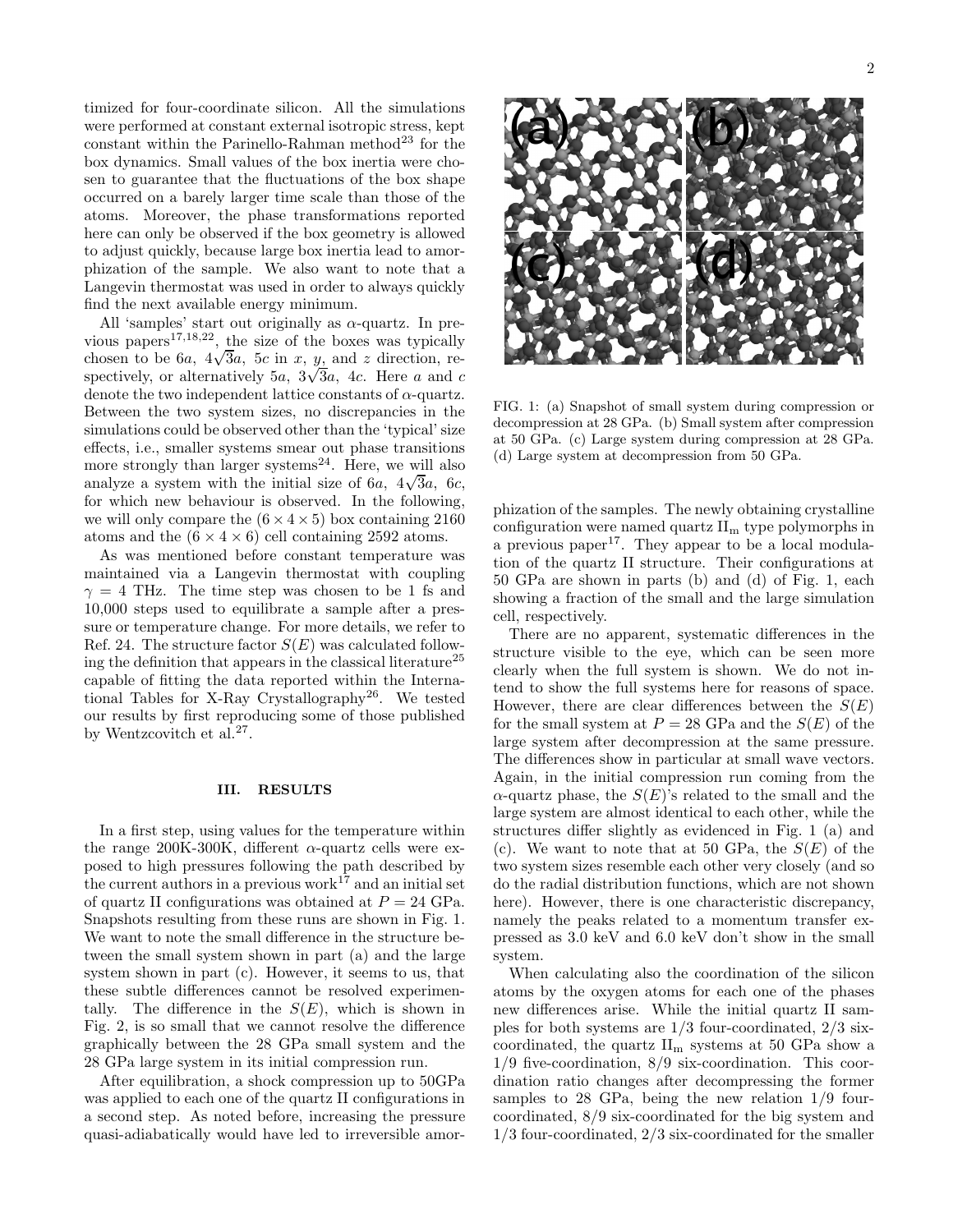timized for four-coordinate silicon. All the simulations were performed at constant external isotropic stress, kept constant within the Parinello-Rahman method[23] for the box dynamics. Small values of the box inertia were chosen to guarantee that the fluctuations of the box shape occurred on a barely larger time scale than those of the atoms. Moreover, the phase transformations reported here can only be observed if the box geometry is allowed to adjust quickly, because large box inertia lead to amorphization of the sample. We also want to note that a Langevin thermostat was used in order to always quickly find the next available energy minimum.

All 'samples' start out originally as $\alpha$-quartz. In previous papers[17,18,22], the size of the boxes was typically chosen to be $6a$, $4\sqrt{3}a$, $5c$ in $x$, $y$, and $z$ direction, respectively, or alternatively $5a$, $3\sqrt{3}a$, $4c$. Here $a$ and $c$ denote the two independent lattice constants of $\alpha$-quartz. Between the two system sizes, no discrepancies in the simulations could be observed other than the 'typical' size effects, i.e., smaller systems smear out phase transitions more strongly than larger systems[24]. Here, we will also analyze a system with the initial size of $6a$, $4\sqrt{3}a$, $6c$, for which new behaviour is observed. In the following, we will only compare the $(6 \times 4 \times 5)$ box containing 2160 atoms and the $(6 \times 4 \times 6)$ cell containing 2592 atoms.

As was mentioned before constant temperature was maintained via a Langevin thermostat with coupling $\gamma = 4$ THz. The time step was chosen to be 1 fs and 10,000 steps used to equilibrate a sample after a pressure or temperature change. For more details, we refer to Ref. 24. The structure factor $S(E)$ was calculated following the definition that appears in the classical literature[25] capable of fitting the data reported within the International Tables for X-Ray Crystallography[26]. We tested our results by first reproducing some of those published by Wentzcovitch et al.[27].

## III. RESULTS

In a first step, using values for the temperature within the range 200K-300K, different $\alpha$-quartz cells were exposed to high pressures following the path described by the current authors in a previous work[17] and an initial set of quartz II configurations was obtained at $P = 24$ GPa. Snapshots resulting from these runs are shown in Fig. 1. We want to note the small difference in the structure between the small system shown in part (a) and the large system shown in part (c). However, it seems to us, that these subtle differences cannot be resolved experimentally. The difference in the $S(E)$, which is shown in Fig. 2, is so small that we cannot resolve the difference graphically between the 28 GPa small system and the 28 GPa large system in its initial compression run.

After equilibration, a shock compression up to 50GPa was applied to each one of the quartz II configurations in a second step. As noted before, increasing the pressure quasi-adiabatically would have led to irreversible amorphization of the samples. The newly obtaining crystalline configuration were named quartz $\text{II}_\text{m}$ type polymorphs in a previous paper[17]. They appear to be a local modulation of the quartz II structure. Their configurations at 50 GPa are shown in parts (b) and (d) of Fig. 1, each showing a fraction of the small and the large simulation cell, respectively.

FIG. 1: (a) Snapshot of small system during compression or decompression at 28 GPa. (b) Small system after compression at 50 GPa. (c) Large system during compression at 28 GPa. (d) Large system at decompression from 50 GPa.

There are no apparent, systematic differences in the structure visible to the eye, which can be seen more clearly when the full system is shown. We do not intend to show the full systems here for reasons of space. However, there are clear differences between the $S(E)$ for the small system at $P = 28$ GPa and the $S(E)$ of the large system after decompression at the same pressure. The differences show in particular at small wave vectors. Again, in the initial compression run coming from the $\alpha$-quartz phase, the $S(E)$'s related to the small and the large system are almost identical to each other, while the structures differ slightly as evidenced in Fig. 1 (a) and (c). We want to note that at 50 GPa, the $S(E)$ of the two system sizes resemble each other very closely (and so do the radial distribution functions, which are not shown here). However, there is one characteristic discrepancy, namely the peaks related to a momentum transfer expressed as 3.0 keV and 6.0 keV don't show in the small system.

When calculating also the coordination of the silicon atoms by the oxygen atoms for each one of the phases new differences arise. While the initial quartz II samples for both systems are 1/3 four-coordinated, 2/3 six-coordinated, the quartz $\text{II}_\text{m}$ systems at 50 GPa show a 1/9 five-coordination, 8/9 six-coordination. This coordination ratio changes after decompressing the former samples to 28 GPa, being the new relation 1/9 four-coordinated, 8/9 six-coordinated for the big system and 1/3 four-coordinated, 2/3 six-coordinated for the smaller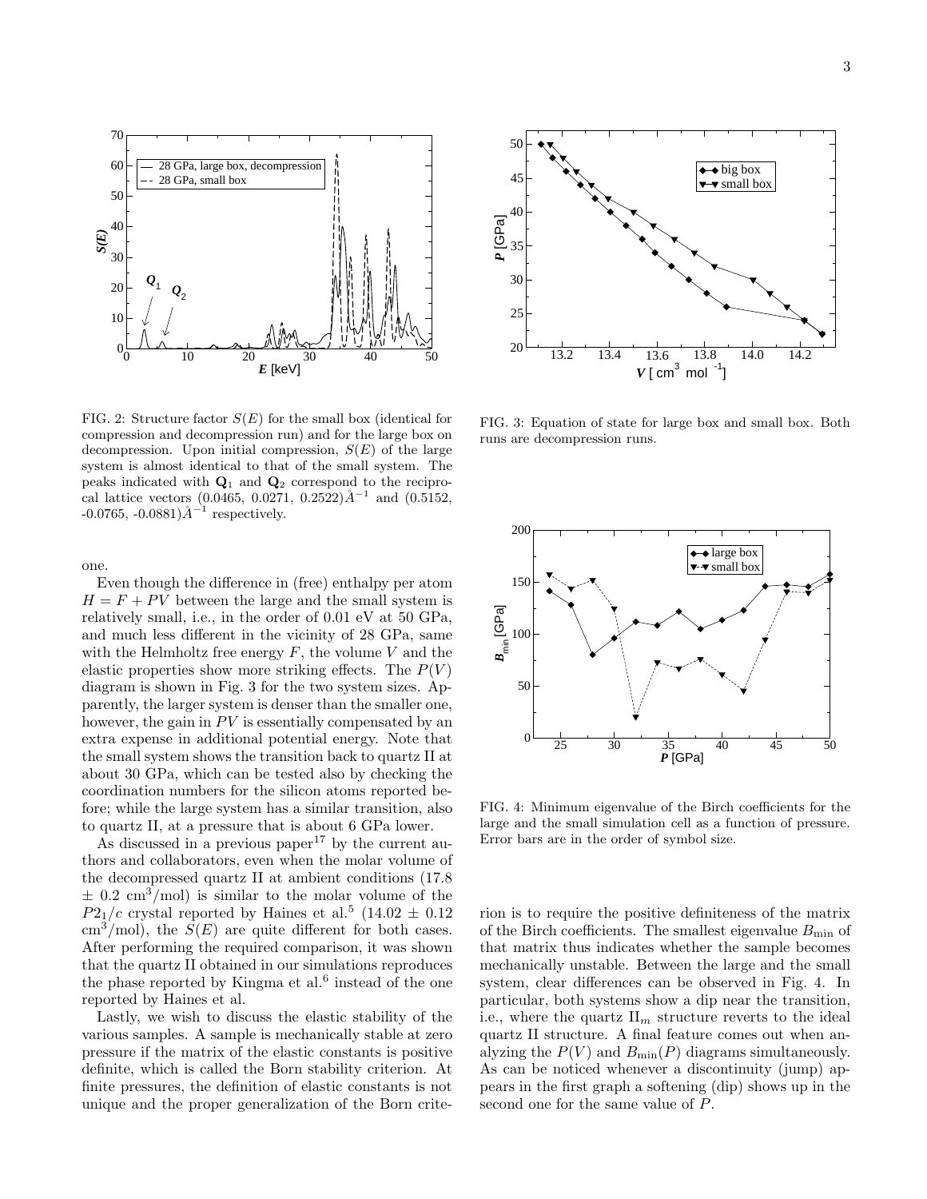FIG. 2: Structure factor $S(E)$ for the small box (identical for compression and decompression run) and for the large box on decompression. Upon initial compression, $S(E)$ of the large system is almost identical to that of the small system. The peaks indicated with $\mathbf{Q}_1$ and $\mathbf{Q}_2$ correspond to the reciprocal lattice vectors (0.0465, 0.0271, 0.2522)$\AA^{-1}$ and (0.5152, -0.0765, -0.0881)$\AA^{-1}$ respectively.

FIG. 3: Equation of state for large box and small box. Both runs are decompression runs.

FIG. 4: Minimum eigenvalue of the Birch coefficients for the large and the small simulation cell as a function of pressure. Error bars are in the order of symbol size.

one.

Even though the difference in (free) enthalpy per atom $H = F + PV$ between the large and the small system is relatively small, i.e., in the order of 0.01 eV at 50 GPa, and much less different in the vicinity of 28 GPa, same with the Helmholtz free energy $F$, the volume $V$ and the elastic properties show more striking effects. The $P(V)$ diagram is shown in Fig. 3 for the two system sizes. Apparently, the larger system is denser than the smaller one, however, the gain in $PV$ is essentially compensated by an extra expense in additional potential energy. Note that the small system shows the transition back to quartz II at about 30 GPa, which can be tested also by checking the coordination numbers for the silicon atoms reported before; while the large system has a similar transition, also to quartz II, at a pressure that is about 6 GPa lower.

As discussed in a previous paper[17] by the current authors and collaborators, even when the molar volume of the decompressed quartz II at ambient conditions (17.8 $\pm$ 0.2 cm$^3$/mol) is similar to the molar volume of the $P2_1/c$ crystal reported by Haines et al.[5] (14.02 $\pm$ 0.12 cm$^3$/mol), the $S(E)$ are quite different for both cases. After performing the required comparison, it was shown that the quartz II obtained in our simulations reproduces the phase reported by Kingma et al.[6] instead of the one reported by Haines et al.

Lastly, we wish to discuss the elastic stability of the various samples. A sample is mechanically stable at zero pressure if the matrix of the elastic constants is positive definite, which is called the Born stability criterion. At finite pressures, the definition of elastic constants is not unique and the proper generalization of the Born criterion is to require the positive definiteness of the matrix of the Birch coefficients. The smallest eigenvalue $B_{\min}$ of that matrix thus indicates whether the sample becomes mechanically unstable. Between the large and the small system, clear differences can be observed in Fig. 4. In particular, both systems show a dip near the transition, i.e., where the quartz II$_m$ structure reverts to the ideal quartz II structure. A final feature comes out when analyzing the $P(V)$ and $B_{\min}(P)$ diagrams simultaneously. As can be noticed whenever a discontinuity (jump) appears in the first graph a softening (dip) shows up in the second one for the same value of $P$.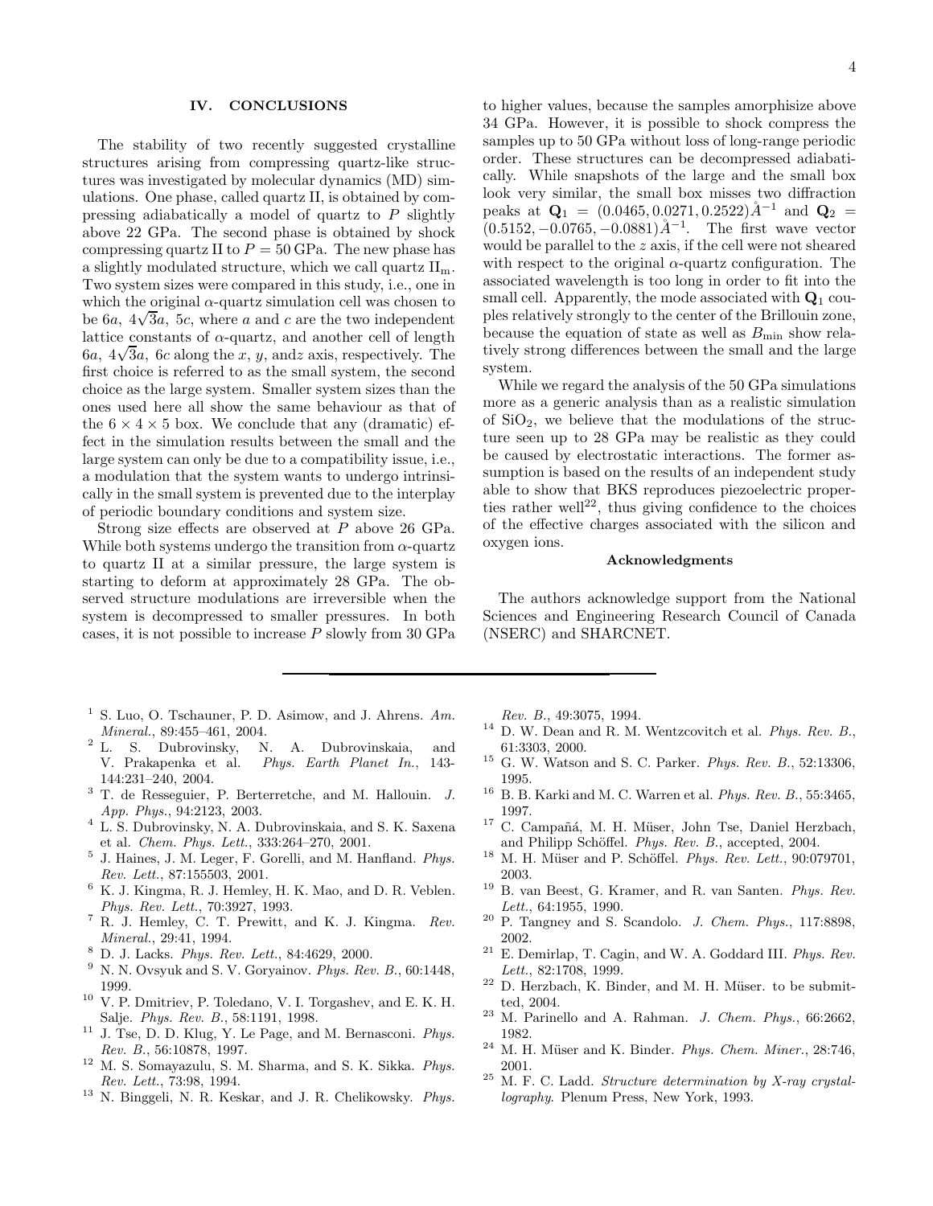## IV. CONCLUSIONS

The stability of two recently suggested crystalline structures arising from compressing quartz-like structures was investigated by molecular dynamics (MD) simulations. One phase, called quartz II, is obtained by compressing adiabatically a model of quartz to $P$ slightly above 22 GPa. The second phase is obtained by shock compressing quartz II to $P = 50$ GPa. The new phase has a slightly modulated structure, which we call quartz $\text{II}_\text{m}$. Two system sizes were compared in this study, i.e., one in which the original $\alpha$-quartz simulation cell was chosen to be $6a$, $4\sqrt{3}a$, $5c$, where $a$ and $c$ are the two independent lattice constants of $\alpha$-quartz, and another cell of length $6a$, $4\sqrt{3}a$, $6c$ along the $x$, $y$, and$z$ axis, respectively. The first choice is referred to as the small system, the second choice as the large system. Smaller system sizes than the ones used here all show the same behaviour as that of the $6 \times 4 \times 5$ box. We conclude that any (dramatic) effect in the simulation results between the small and the large system can only be due to a compatibility issue, i.e., a modulation that the system wants to undergo intrinsically in the small system is prevented due to the interplay of periodic boundary conditions and system size.

Strong size effects are observed at $P$ above 26 GPa. While both systems undergo the transition from $\alpha$-quartz to quartz II at a similar pressure, the large system is starting to deform at approximately 28 GPa. The observed structure modulations are irreversible when the system is decompressed to smaller pressures. In both cases, it is not possible to increase $P$ slowly from 30 GPa to higher values, because the samples amorphisize above 34 GPa. However, it is possible to shock compress the samples up to 50 GPa without loss of long-range periodic order. These structures can be decompressed adiabatically. While snapshots of the large and the small box look very similar, the small box misses two diffraction peaks at $\mathbf{Q}_1 = (0.0465, 0.0271, 0.2522)\text{Å}^{-1}$ and $\mathbf{Q}_2 = (0.5152, -0.0765, -0.0881)\text{Å}^{-1}$. The first wave vector would be parallel to the $z$ axis, if the cell were not sheared with respect to the original $\alpha$-quartz configuration. The associated wavelength is too long in order to fit into the small cell. Apparently, the mode associated with $\mathbf{Q}_1$ couples relatively strongly to the center of the Brillouin zone, because the equation of state as well as $B_\text{min}$ show relatively strong differences between the small and the large system.

While we regard the analysis of the 50 GPa simulations more as a generic analysis than as a realistic simulation of $SiO_2$, we believe that the modulations of the structure seen up to 28 GPa may be realistic as they could be caused by electrostatic interactions. The former assumption is based on the results of an independent study able to show that BKS reproduces piezoelectric properties rather well[22], thus giving confidence to the choices of the effective charges associated with the silicon and oxygen ions.

### Acknowledgments

The authors acknowledge support from the National Sciences and Engineering Research Council of Canada (NSERC) and SHARCNET.

---

1. S. Luo, O. Tschauner, P. D. Asimow, and J. Ahrens. *Am. Mineral.*, 89:455–461, 2004.
2. L. S. Dubrovinsky, N. A. Dubrovinskaia, and V. Prakapenka et al. *Phys. Earth Planet In.*, 143-144:231–240, 2004.
3. T. de Resseguier, P. Berterretche, and M. Hallouin. *J. App. Phys.*, 94:2123, 2003.
4. L. S. Dubrovinsky, N. A. Dubrovinskaia, and S. K. Saxena et al. *Chem. Phys. Lett.*, 333:264–270, 2001.
5. J. Haines, J. M. Leger, F. Gorelli, and M. Hanfland. *Phys. Rev. Lett.*, 87:155503, 2001.
6. K. J. Kingma, R. J. Hemley, H. K. Mao, and D. R. Veblen. *Phys. Rev. Lett.*, 70:3927, 1993.
7. R. J. Hemley, C. T. Prewitt, and K. J. Kingma. *Rev. Mineral.*, 29:41, 1994.
8. D. J. Lacks. *Phys. Rev. Lett.*, 84:4629, 2000.
9. N. N. Ovsyuk and S. V. Goryainov. *Phys. Rev. B.*, 60:1448, 1999.
10. V. P. Dmitriev, P. Toledano, V. I. Torgashev, and E. K. H. Salje. *Phys. Rev. B.*, 58:1191, 1998.
11. J. Tse, D. D. Klug, Y. Le Page, and M. Bernasconi. *Phys. Rev. B.*, 56:10878, 1997.
12. M. S. Somayazulu, S. M. Sharma, and S. K. Sikka. *Phys. Rev. Lett.*, 73:98, 1994.
13. N. Binggeli, N. R. Keskar, and J. R. Chelikowsky. *Phys. Rev. B.*, 49:3075, 1994.
14. D. W. Dean and R. M. Wentzcovitch et al. *Phys. Rev. B.*, 61:3303, 2000.
15. G. W. Watson and S. C. Parker. *Phys. Rev. B.*, 52:13306, 1995.
16. B. B. Karki and M. C. Warren et al. *Phys. Rev. B.*, 55:3465, 1997.
17. C. Campañá, M. H. Müser, John Tse, Daniel Herzbach, and Philipp Schöffel. *Phys. Rev. B.*, accepted, 2004.
18. M. H. Müser and P. Schöffel. *Phys. Rev. Lett.*, 90:079701, 2003.
19. B. van Beest, G. Kramer, and R. van Santen. *Phys. Rev. Lett.*, 64:1955, 1990.
20. P. Tangney and S. Scandolo. *J. Chem. Phys.*, 117:8898, 2002.
21. E. Demirlap, T. Cagin, and W. A. Goddard III. *Phys. Rev. Lett.*, 82:1708, 1999.
22. D. Herzbach, K. Binder, and M. H. Müser. to be submitted, 2004.
23. M. Parinello and A. Rahman. *J. Chem. Phys.*, 66:2662, 1982.
24. M. H. Müser and K. Binder. *Phys. Chem. Miner.*, 28:746, 2001.
25. M. F. C. Ladd. *Structure determination by X-ray crystallography*. Plenum Press, New York, 1993.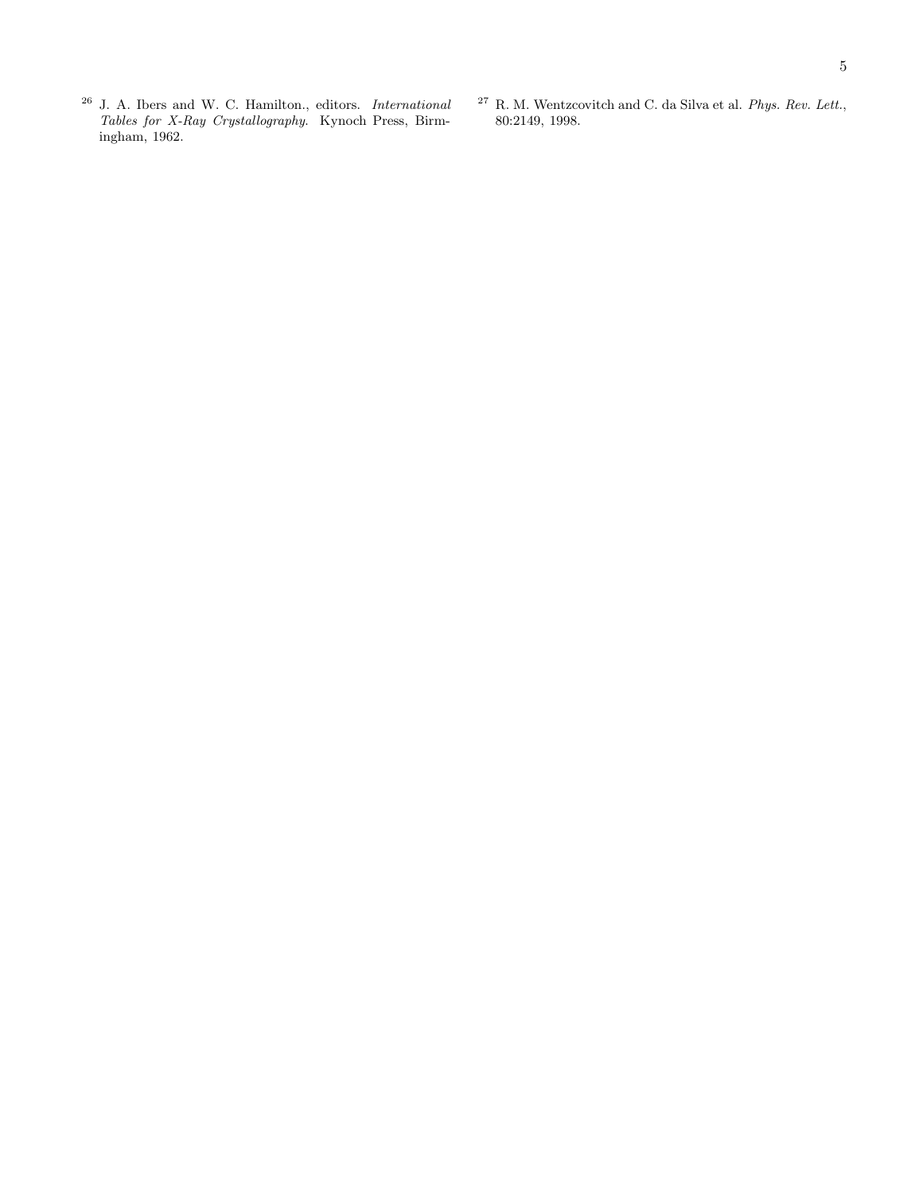[26] J. A. Ibers and W. C. Hamilton., editors. *International Tables for X-Ray Crystallography*. Kynoch Press, Birmingham, 1962.

[27] R. M. Wentzcovitch and C. da Silva et al. *Phys. Rev. Lett.*, 80:2149, 1998.